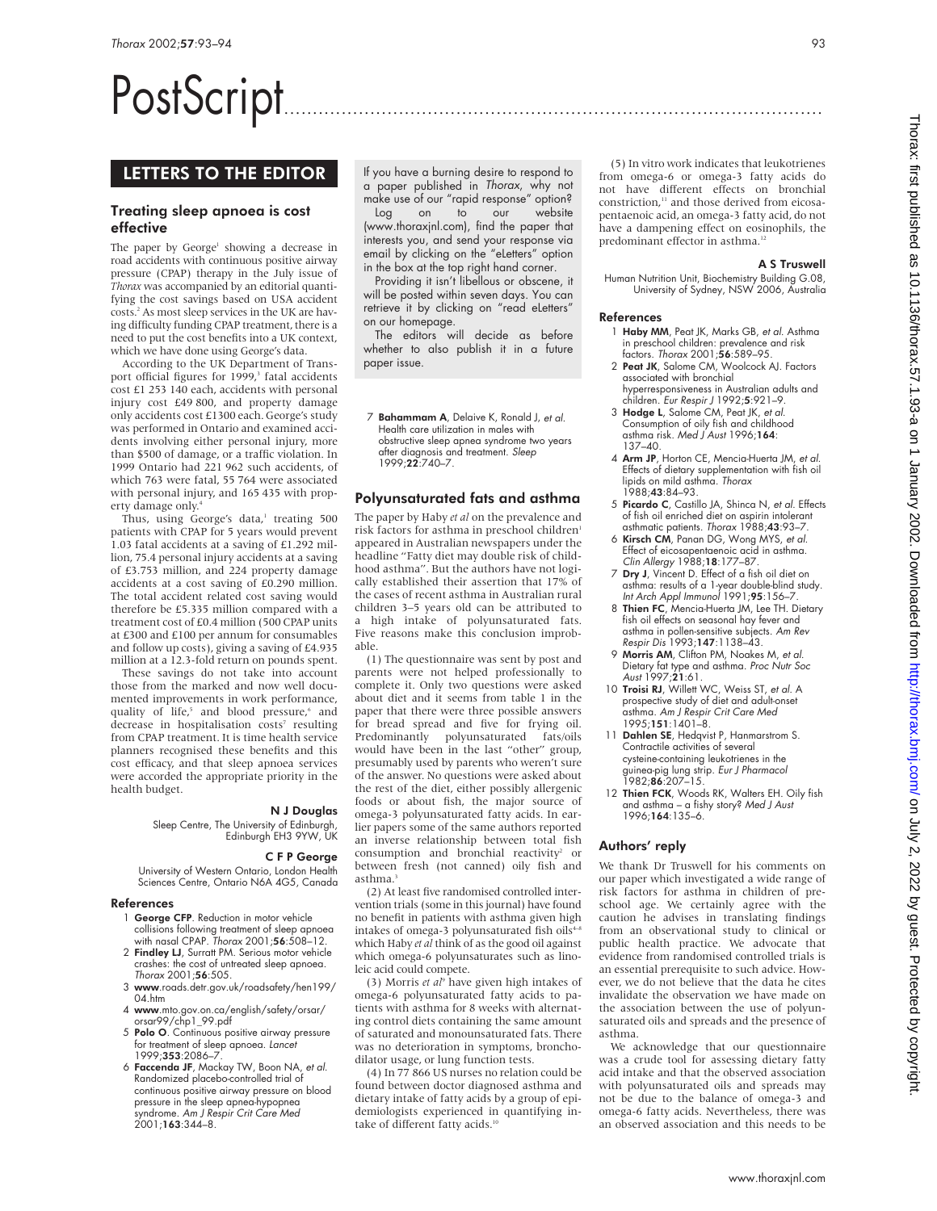# PostScript

## LETTERS TO THE EDITOR

### Treating sleep apnoea is cost effective

The paper by George[1] showing a decrease in road accidents with continuous positive airway pressure (CPAP) therapy in the July issue of *Thorax* was accompanied by an editorial quantifying the cost savings based on USA accident costs.[2] As most sleep services in the UK are having difficulty funding CPAP treatment, there is a need to put the cost benefits into a UK context, which we have done using George's data.

According to the UK Department of Transport official figures for 1999,[3] fatal accidents cost £1 253 140 each, accidents with personal injury cost £49 800, and property damage only accidents cost £1300 each. George's study was performed in Ontario and examined accidents involving either personal injury, more than $500 of damage, or a traffic violation. In 1999 Ontario had 221 962 such accidents, of which 763 were fatal, 55 764 were associated with personal injury, and 165 435 with property damage only.[4]

Thus, using George's data,[1] treating 500 patients with CPAP for 5 years would prevent 1.03 fatal accidents at a saving of £1.292 million, 75.4 personal injury accidents at a saving of £3.753 million, and 224 property damage accidents at a cost saving of £0.290 million. The total accident related cost saving would therefore be £5.335 million compared with a treatment cost of £0.4 million (500 CPAP units at £300 and £100 per annum for consumables and follow up costs), giving a saving of £4.935 million at a 12.3-fold return on pounds spent.

These savings do not take into account those from the marked and now well documented improvements in work performance, quality of life,[5] and blood pressure,[6] and decrease in hospitalisation costs[7] resulting from CPAP treatment. It is time health service planners recognised these benefits and this cost efficacy, and that sleep apnoea services were accorded the appropriate priority in the health budget.

**N J Douglas**
Sleep Centre, The University of Edinburgh, Edinburgh EH3 9YW, UK

**C F P George**
University of Western Ontario, London Health Sciences Centre, Ontario N6A 4G5, Canada

#### References

1. **George CFP**. Reduction in motor vehicle collisions following treatment of sleep apnoea with nasal CPAP. *Thorax* 2001;**56**:508–12.
2. **Findley LJ**, Surratt PM. Serious motor vehicle crashes: the cost of untreated sleep apnoea. *Thorax* 2001;**56**:505.
3. **www**.roads.detr.gov.uk/roadsafety/hen199/04.htm
4. **www**.mto.gov.on.ca/english/safety/orsar/orsar99/chp1_99.pdf
5. **Polo O**. Continuous positive airway pressure for treatment of sleep apnoea. *Lancet* 1999;**353**:2086–7.
6. **Faccenda JF**, Mackay TW, Boon NA, *et al*. Randomized placebo-controlled trial of continuous positive airway pressure on blood pressure in the sleep apnea-hypopnea syndrome. *Am J Respir Crit Care Med* 2001;**163**:344–8.
7. **Bahammam A**, Delaive K, Ronald J, *et al*. Health care utilization in males with obstructive sleep apnea syndrome two years after diagnosis and treatment. *Sleep* 1999;**22**:740–7.

If you have a burning desire to respond to a paper published in *Thorax*, why not make use of our "rapid response" option? Log on to our website (www.thoraxjnl.com), find the paper that interests you, and send your response via email by clicking on the "eLetters" option in the box at the top right hand corner.

Providing it isn't libellous or obscene, it will be posted within seven days. You can retrieve it by clicking on "read eLetters" on our homepage.

The editors will decide as before whether to also publish it in a future paper issue.

### Polyunsaturated fats and asthma

The paper by Haby *et al* on the prevalence and risk factors for asthma in preschool children[1] appeared in Australian newspapers under the headline "Fatty diet may double risk of childhood asthma". But the authors have not logically established their assertion that 17% of the cases of recent asthma in Australian rural children 3–5 years old can be attributed to a high intake of polyunsaturated fats. Five reasons make this conclusion improbable.

(1) The questionnaire was sent by post and parents were not helped professionally to complete it. Only two questions were asked about diet and it seems from table 1 in the paper that there were three possible answers for bread spread and five for frying oil. Predominantly polyunsaturated fats/oils would have been in the last "other" group, presumably used by parents who weren't sure of the answer. No questions were asked about the rest of the diet, either possibly allergenic foods or about fish, the major source of omega-3 polyunsaturated fatty acids. In earlier papers some of the same authors reported an inverse relationship between total fish consumption and bronchial reactivity[2] or between fresh (not canned) oily fish and asthma.[3]

(2) At least five randomised controlled intervention trials (some in this journal) have found no benefit in patients with asthma given high intakes of omega-3 polyunsaturated fish oils[4–8] which Haby *et al* think of as the good oil against which omega-6 polyunsaturates such as linoleic acid could compete.

(3) Morris *et al*[9] have given high intakes of omega-6 polyunsaturated fatty acids to patients with asthma for 8 weeks with alternating control diets containing the same amount of saturated and monounsaturated fats. There was no deterioration in symptoms, bronchodilator usage, or lung function tests.

(4) In 77 866 US nurses no relation could be found between doctor diagnosed asthma and dietary intake of fatty acids by a group of epidemiologists experienced in quantifying intake of different fatty acids.[10]

(5) In vitro work indicates that leukotrienes from omega-6 or omega-3 fatty acids do not have different effects on bronchial constriction,[11] and those derived from eicosapentaenoic acid, an omega-3 fatty acid, do not have a dampening effect on eosinophils, the predominant effector in asthma.[12]

**A S Truswell**
Human Nutrition Unit, Biochemistry Building G.08, University of Sydney, NSW 2006, Australia

#### References

1. **Haby MM**, Peat JK, Marks GB, *et al*. Asthma in preschool children: prevalence and risk factors. *Thorax* 2001;**56**:589–95.
2. **Peat JK**, Salome CM, Woolcock AJ. Factors associated with bronchial hyperresponsiveness in Australian adults and children. *Eur Respir J* 1992;**5**:921–9.
3. **Hodge L**, Salome CM, Peat JK, *et al*. Consumption of oily fish and childhood asthma risk. *Med J Aust* 1996;**164**:137–40.
4. **Arm JP**, Horton CE, Mencia-Huerta JM, *et al*. Effects of dietary supplementation with fish oil lipids on mild asthma. *Thorax* 1988;**43**:84–93.
5. **Picardo C**, Castillo JA, Shinca N, *et al*. Effects of fish oil enriched diet on aspirin intolerant asthmatic patients. *Thorax* 1988;**43**:93–7.
6. **Kirsch CM**, Panan DG, Wong MYS, *et al*. Effect of eicosapentaenoic acid in asthma. *Clin Allergy* 1988;**18**:177–87.
7. **Dry J**, Vincent D. Effect of a fish oil diet on asthma: results of a 1-year double-blind study. *Int Arch Appl Immunol* 1991;**95**:156–7.
8. **Thien FC**, Mencia-Huerta JM, Lee TH. Dietary fish oil effects on seasonal hay fever and asthma in pollen-sensitive subjects. *Am Rev Respir Dis* 1993;**147**:1138–43.
9. **Morris AM**, Clifton PM, Noakes M, *et al*. Dietary fat type and asthma. *Proc Nutr Soc Aust* 1997;**21**:61.
10. **Troisi RJ**, Willett WC, Weiss ST, *et al*. A prospective study of diet and adult-onset asthma. *Am J Respir Crit Care Med* 1995;**151**:1401–8.
11. **Dahlen SE**, Hedqvist P, Hanmarstrom S. Contractile activities of several cysteine-containing leukotrienes in the guinea-pig lung strip. *Eur J Pharmacol* 1982;**86**:207–15.
12. **Thien FCK**, Woods RK, Walters EH. Oily fish and asthma – a fishy story? *Med J Aust* 1996;**164**:135–6.

### Authors' reply

We thank Dr Truswell for his comments on our paper which investigated a wide range of risk factors for asthma in children of preschool age. We certainly agree with the caution he advises in translating findings from an observational study to clinical or public health practice. We advocate that evidence from randomised controlled trials is an essential prerequisite to such advice. However, we do not believe that the data he cites invalidate the observation we have made on the association between the use of polyunsaturated oils and spreads and the presence of asthma.

We acknowledge that our questionnaire was a crude tool for assessing dietary fatty acid intake and that the observed association with polyunsaturated oils and spreads may not be due to the balance of omega-3 and omega-6 fatty acids. Nevertheless, there was an observed association and this needs to be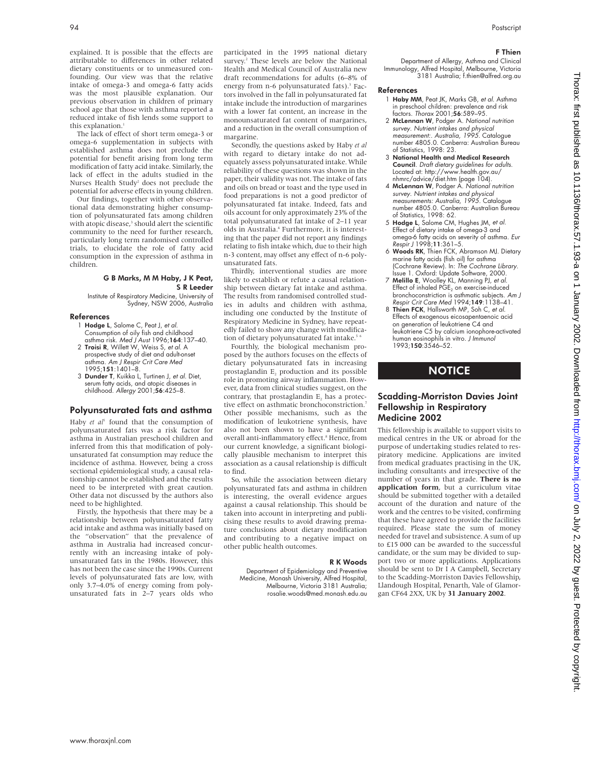explained. It is possible that the effects are attributable to differences in other related dietary constituents or to unmeasured confounding. Our view was that the relative intake of omega-3 and omega-6 fatty acids was the most plausible explanation. Our previous observation in children of primary school age that those with asthma reported a reduced intake of fish lends some support to this explanation.[1]

The lack of effect of short term omega-3 or omega-6 supplementation in subjects with established asthma does not preclude the potential for benefit arising from long term modification of fatty acid intake. Similarly, the lack of effect in the adults studied in the Nurses Health Study[2] does not preclude the potential for adverse effects in young children.

Our findings, together with other observational data demonstrating higher consumption of polyunsaturated fats among children with atopic disease,[3] should alert the scientific community to the need for further research, particularly long term randomised controlled trials, to elucidate the role of fatty acid consumption in the expression of asthma in children.

**G B Marks, M M Haby, J K Peat, S R Leeder**

Institute of Respiratory Medicine, University of Sydney, NSW 2006, Australia

### References

1. **Hodge L**, Salome C, Peat J, *et al*. Consumption of oily fish and childhood asthma risk. *Med J Aust* 1996;**164**:137–40.
2. **Troisi R**, Willett W, Weiss S, *et al*. A prospective study of diet and adult-onset asthma. *Am J Respir Crit Care Med* 1995;**151**:1401–8.
3. **Dunder T**, Kuikka L, Turtinen J, *et al*. Diet, serum fatty acids, and atopic diseases in childhood. *Allergy* 2001;**56**:425–8.

## Polyunsaturated fats and asthma

Haby *et al*[1] found that the consumption of polyunsaturated fats was a risk factor for asthma in Australian preschool children and inferred from this that modification of polyunsaturated fat consumption may reduce the incidence of asthma. However, being a cross sectional epidemiological study, a causal relationship cannot be established and the results need to be interpreted with great caution. Other data not discussed by the authors also need to be highlighted.

Firstly, the hypothesis that there may be a relationship between polyunsaturated fatty acid intake and asthma was initially based on the "observation" that the prevalence of asthma in Australia had increased concurrently with an increasing intake of polyunsaturated fats in the 1980s. However, this has not been the case since the 1990s. Current levels of polyunsaturated fats are low, with only 3.7–4.0% of energy coming from polyunsaturated fats in 2–7 years olds who participated in the 1995 national dietary survey.[2] These levels are below the National Health and Medical Council of Australia new draft recommendations for adults (6–8% of energy from n-6 polyunsaturated fats).[3] Factors involved in the fall in polyunsaturated fat intake include the introduction of margarines with a lower fat content, an increase in the monounsaturated fat content of margarines, and a reduction in the overall consumption of margarine.

Secondly, the questions asked by Haby *et al* with regard to dietary intake do not adequately assess polyunsaturated intake. While reliability of these questions was shown in the paper, their validity was not. The intake of fats and oils on bread or toast and the type used in food preparations is not a good predictor of polyunsaturated fat intake. Indeed, fats and oils account for only approximately 23% of the total polyunsaturated fat intake of 2–11 year olds in Australia.[4] Furthermore, it is interesting that the paper did not report any findings relating to fish intake which, due to their high n-3 content, may offset any effect of n-6 polyunsaturated fats.

Thirdly, interventional studies are more likely to establish or refute a causal relationship between dietary fat intake and asthma. The results from randomised controlled studies in adults and children with asthma, including one conducted by the Institute of Respiratory Medicine in Sydney, have repeatedly failed to show any change with modification of dietary polyunsaturated fat intake.[5,6]

Fourthly, the biological mechanism proposed by the authors focuses on the effects of dietary polyunsaturated fats in increasing prostaglandin $E_2$ production and its possible role in promoting airway inflammation. However, data from clinical studies suggest, on the contrary, that prostaglandin $E_2$ has a protective effect on asthmatic bronchoconstriction.[7] Other possible mechanisms, such as the modification of leukotriene synthesis, have also not been shown to have a significant overall anti-inflammatory effect.[8] Hence, from our current knowledge, a significant biologically plausible mechanism to interpret this association as a causal relationship is difficult to find.

So, while the association between dietary polyunsaturated fats and asthma in children is interesting, the overall evidence argues against a causal relationship. This should be taken into account in interpreting and publicising these results to avoid drawing premature conclusions about dietary modification and contributing to a negative impact on other public health outcomes.

**R K Woods**

Department of Epidemiology and Preventive Medicine, Monash University, Alfred Hospital, Melbourne, Victoria 3181 Australia; rosalie.woods@med.monash.edu.au

**F Thien**

Department of Allergy, Asthma and Clinical Immunology, Alfred Hospital, Melbourne, Victoria 3181 Australia; f.thien@alfred.org.au

### References

1. **Haby MM**, Peat JK, Marks GB, *et al*. Asthma in preschool children: prevalence and risk factors. *Thorax* 2001;**56**:589–95.
2. **McLennan W**, Podger A. *National nutrition survey. Nutrient intakes and physical measurement:. Australia, 1995*. Catalogue number 4805.0. Canberra: Australian Bureau of Statistics, 1998: 23.
3. **National Health and Medical Research Council**. *Draft dietary guidelines for adults*. Located at: http://www.health.gov.au/nhmrc/advice/diet.htm (page 104).
4. **McLennan W**, Podger A. *National nutrition survey. Nutrient intakes and physical measurements: Australia, 1995*. Catalogue number 4805.0. Canberra: Australian Bureau of Statistics, 1998: 62.
5. **Hodge L**, Salome CM, Hughes JM, *et al*. Effect of dietary intake of omega-3 and omega-6 fatty acids on severity of asthma. *Eur Respir J* 1998;**11**:361–5.
6. **Woods RK**, Thien FCK, Abramson MJ. Dietary marine fatty acids (fish oil) for asthma (Cochrane Review). In: *The Cochrane Library*. Issue 1. Oxford: Update Software, 2000.
7. **Melillo E**, Woolley KL, Manning PJ, *et al*. Effect of inhaled $PGE_2$ on exercise-induced bronchoconstriction is asthmatic subjects. *Am J Respir Crit Care Med* 1994;**149**:1138–41.
8. **Thien FCK**, Hallsworth MP, Soh C, *et al*. Effects of exogenous eicosapentaenoic acid on generation of leukotriene C4 and leukotriene C5 by calcium ionophore-activated human eosinophils in vitro. *J Immunol* 1993;**150**:3546–52.

# NOTICE

## Scadding-Morriston Davies Joint Fellowship in Respiratory Medicine 2002

This fellowship is available to support visits to medical centres in the UK or abroad for the purpose of undertaking studies related to respiratory medicine. Applications are invited from medical graduates practising in the UK, including consultants and irrespective of the number of years in that grade. **There is no application form**, but a curriculum vitae should be submitted together with a detailed account of the duration and nature of the work and the centres to be visited, confirming that these have agreed to provide the facilities required. Please state the sum of money needed for travel and subsistence. A sum of up to £15 000 can be awarded to the successful candidate, or the sum may be divided to support two or more applications. Applications should be sent to Dr I A Campbell, Secretary to the Scadding-Morriston Davies Fellowship, Llandough Hospital, Penarth, Vale of Glamorgan CF64 2XX, UK by **31 January 2002**.